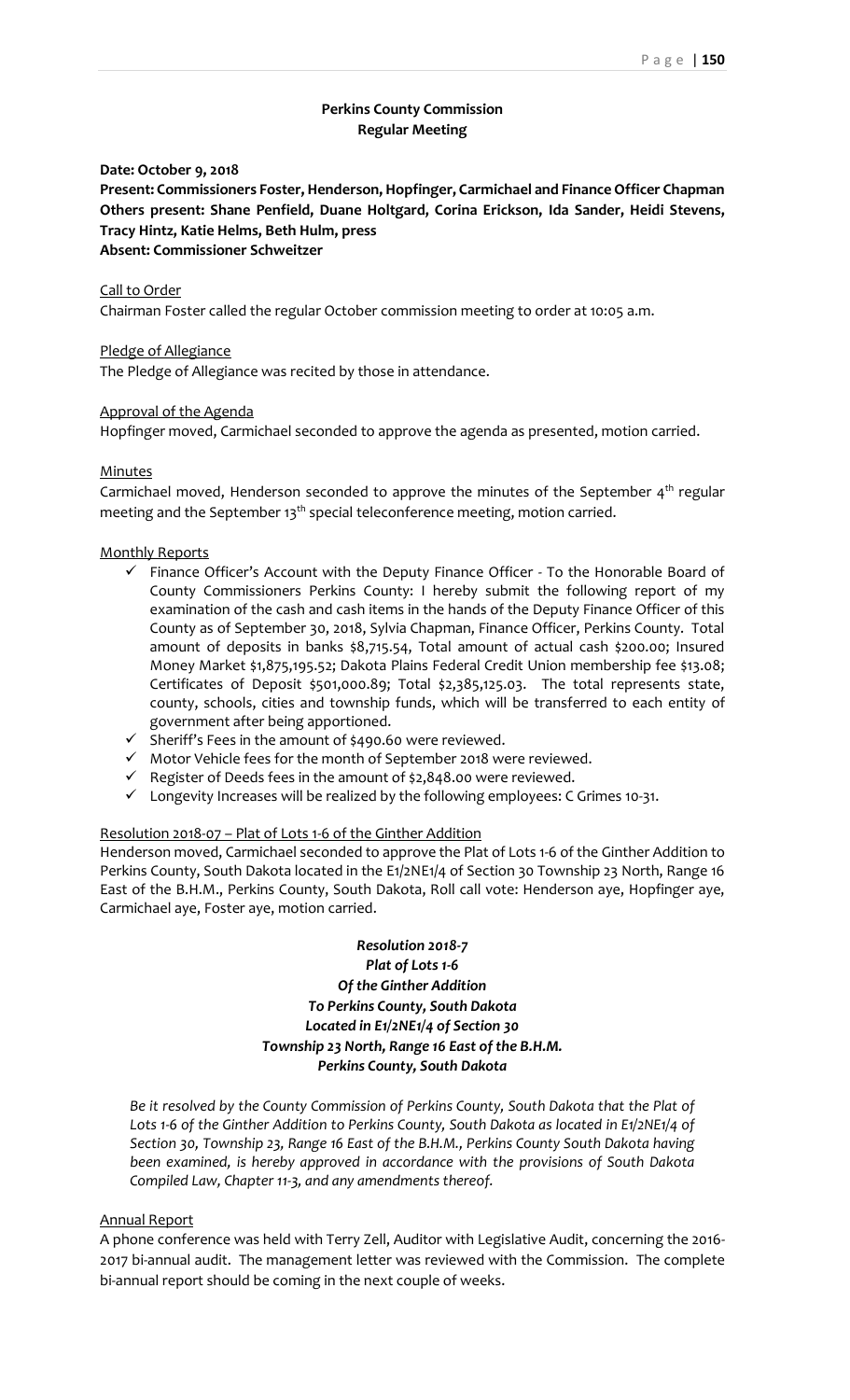**Perkins County Commission**
**Regular Meeting**

**Date: October 9, 2018**
**Present: Commissioners Foster, Henderson, Hopfinger, Carmichael and Finance Officer Chapman**
**Others present: Shane Penfield, Duane Holtgard, Corina Erickson, Ida Sander, Heidi Stevens, Tracy Hintz, Katie Helms, Beth Hulm, press**
**Absent: Commissioner Schweitzer**

Call to Order

Chairman Foster called the regular October commission meeting to order at 10:05 a.m.

Pledge of Allegiance

The Pledge of Allegiance was recited by those in attendance.

Approval of the Agenda

Hopfinger moved, Carmichael seconded to approve the agenda as presented, motion carried.

Minutes

Carmichael moved, Henderson seconded to approve the minutes of the September 4th regular meeting and the September 13th special teleconference meeting, motion carried.

Monthly Reports

- ✓ Finance Officer's Account with the Deputy Finance Officer - To the Honorable Board of County Commissioners Perkins County: I hereby submit the following report of my examination of the cash and cash items in the hands of the Deputy Finance Officer of this County as of September 30, 2018, Sylvia Chapman, Finance Officer, Perkins County. Total amount of deposits in banks $8,715.54, Total amount of actual cash $200.00; Insured Money Market $1,875,195.52; Dakota Plains Federal Credit Union membership fee $13.08; Certificates of Deposit $501,000.89; Total $2,385,125.03. The total represents state, county, schools, cities and township funds, which will be transferred to each entity of government after being apportioned.
- ✓ Sheriff's Fees in the amount of $490.60 were reviewed.
- ✓ Motor Vehicle fees for the month of September 2018 were reviewed.
- ✓ Register of Deeds fees in the amount of $2,848.00 were reviewed.
- ✓ Longevity Increases will be realized by the following employees: C Grimes 10-31.

Resolution 2018-07 – Plat of Lots 1-6 of the Ginther Addition

Henderson moved, Carmichael seconded to approve the Plat of Lots 1-6 of the Ginther Addition to Perkins County, South Dakota located in the E1/2NE1/4 of Section 30 Township 23 North, Range 16 East of the B.H.M., Perkins County, South Dakota, Roll call vote: Henderson aye, Hopfinger aye, Carmichael aye, Foster aye, motion carried.

***Resolution 2018-7***
***Plat of Lots 1-6***
***Of the Ginther Addition***
***To Perkins County, South Dakota***
***Located in E1/2NE1/4 of Section 30***
***Township 23 North, Range 16 East of the B.H.M.***
***Perkins County, South Dakota***

*Be it resolved by the County Commission of Perkins County, South Dakota that the Plat of Lots 1-6 of the Ginther Addition to Perkins County, South Dakota as located in E1/2NE1/4 of Section 30, Township 23, Range 16 East of the B.H.M., Perkins County South Dakota having been examined, is hereby approved in accordance with the provisions of South Dakota Compiled Law, Chapter 11-3, and any amendments thereof.*

Annual Report

A phone conference was held with Terry Zell, Auditor with Legislative Audit, concerning the 2016-2017 bi-annual audit. The management letter was reviewed with the Commission. The complete bi-annual report should be coming in the next couple of weeks.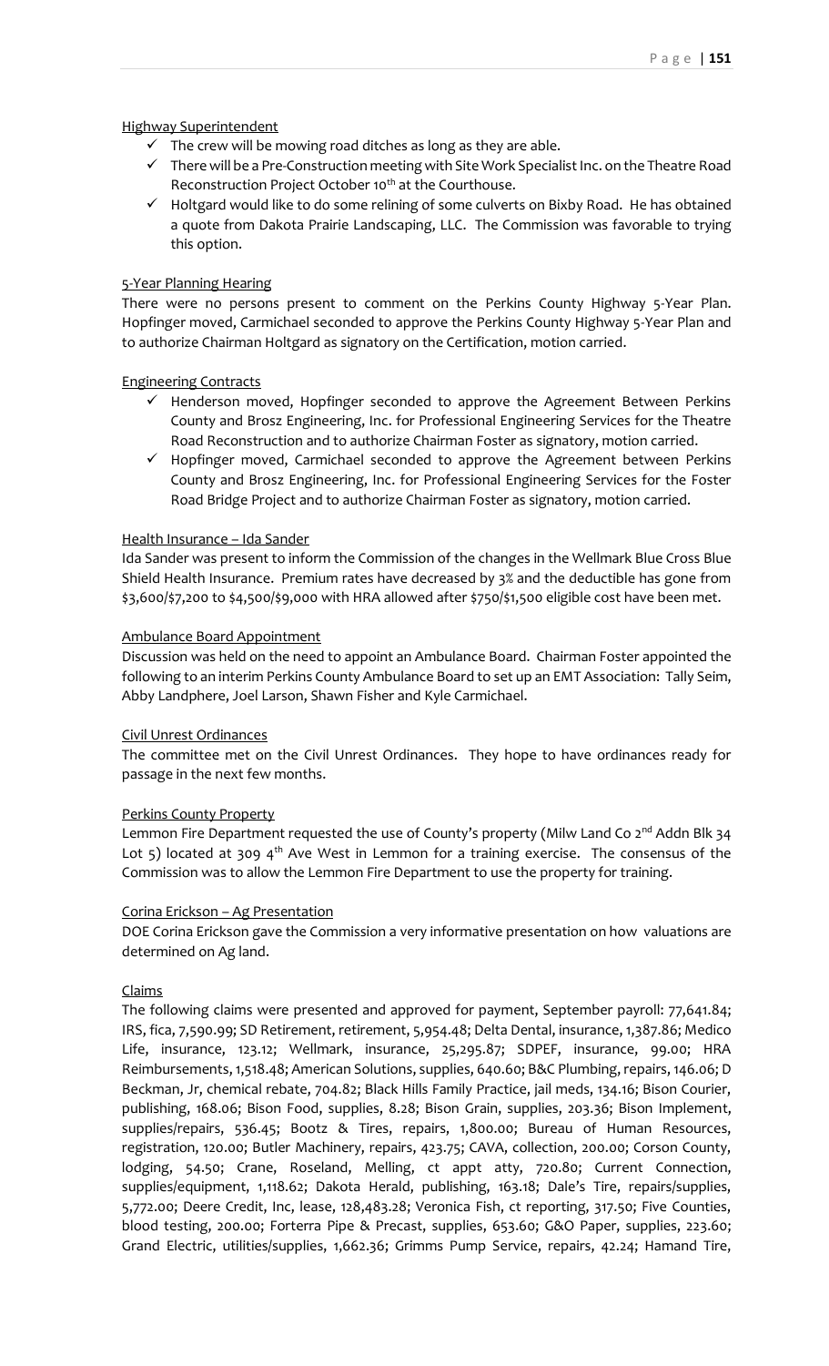Highway Superintendent

- ✓ The crew will be mowing road ditches as long as they are able.
- ✓ There will be a Pre-Construction meeting with Site Work Specialist Inc. on the Theatre Road Reconstruction Project October 10th at the Courthouse.
- ✓ Holtgard would like to do some relining of some culverts on Bixby Road. He has obtained a quote from Dakota Prairie Landscaping, LLC. The Commission was favorable to trying this option.

5-Year Planning Hearing

There were no persons present to comment on the Perkins County Highway 5-Year Plan. Hopfinger moved, Carmichael seconded to approve the Perkins County Highway 5-Year Plan and to authorize Chairman Holtgard as signatory on the Certification, motion carried.

Engineering Contracts

- ✓ Henderson moved, Hopfinger seconded to approve the Agreement Between Perkins County and Brosz Engineering, Inc. for Professional Engineering Services for the Theatre Road Reconstruction and to authorize Chairman Foster as signatory, motion carried.
- ✓ Hopfinger moved, Carmichael seconded to approve the Agreement between Perkins County and Brosz Engineering, Inc. for Professional Engineering Services for the Foster Road Bridge Project and to authorize Chairman Foster as signatory, motion carried.

Health Insurance – Ida Sander

Ida Sander was present to inform the Commission of the changes in the Wellmark Blue Cross Blue Shield Health Insurance. Premium rates have decreased by 3% and the deductible has gone from \$3,600/\$7,200 to \$4,500/\$9,000 with HRA allowed after \$750/\$1,500 eligible cost have been met.

Ambulance Board Appointment

Discussion was held on the need to appoint an Ambulance Board. Chairman Foster appointed the following to an interim Perkins County Ambulance Board to set up an EMT Association: Tally Seim, Abby Landphere, Joel Larson, Shawn Fisher and Kyle Carmichael.

Civil Unrest Ordinances

The committee met on the Civil Unrest Ordinances. They hope to have ordinances ready for passage in the next few months.

Perkins County Property

Lemmon Fire Department requested the use of County's property (Milw Land Co 2nd Addn Blk 34 Lot 5) located at 309 4th Ave West in Lemmon for a training exercise. The consensus of the Commission was to allow the Lemmon Fire Department to use the property for training.

Corina Erickson – Ag Presentation

DOE Corina Erickson gave the Commission a very informative presentation on how valuations are determined on Ag land.

Claims

The following claims were presented and approved for payment, September payroll: 77,641.84; IRS, fica, 7,590.99; SD Retirement, retirement, 5,954.48; Delta Dental, insurance, 1,387.86; Medico Life, insurance, 123.12; Wellmark, insurance, 25,295.87; SDPEF, insurance, 99.00; HRA Reimbursements, 1,518.48; American Solutions, supplies, 640.60; B&C Plumbing, repairs, 146.06; D Beckman, Jr, chemical rebate, 704.82; Black Hills Family Practice, jail meds, 134.16; Bison Courier, publishing, 168.06; Bison Food, supplies, 8.28; Bison Grain, supplies, 203.36; Bison Implement, supplies/repairs, 536.45; Bootz & Tires, repairs, 1,800.00; Bureau of Human Resources, registration, 120.00; Butler Machinery, repairs, 423.75; CAVA, collection, 200.00; Corson County, lodging, 54.50; Crane, Roseland, Melling, ct appt atty, 720.80; Current Connection, supplies/equipment, 1,118.62; Dakota Herald, publishing, 163.18; Dale's Tire, repairs/supplies, 5,772.00; Deere Credit, Inc, lease, 128,483.28; Veronica Fish, ct reporting, 317.50; Five Counties, blood testing, 200.00; Forterra Pipe & Precast, supplies, 653.60; G&O Paper, supplies, 223.60; Grand Electric, utilities/supplies, 1,662.36; Grimms Pump Service, repairs, 42.24; Hamand Tire,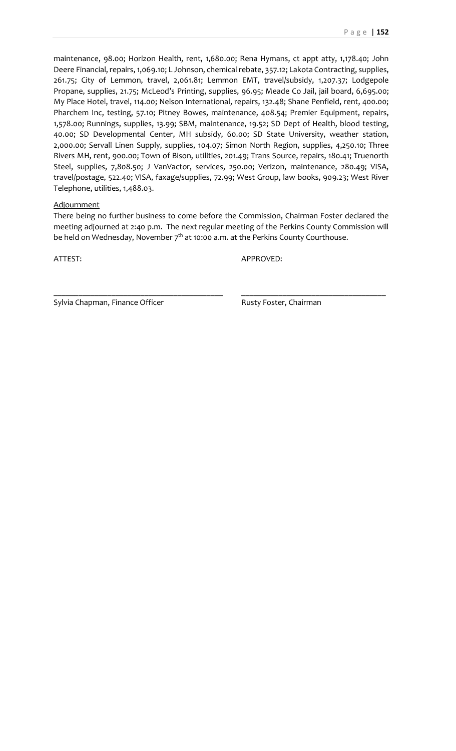maintenance, 98.00; Horizon Health, rent, 1,680.00; Rena Hymans, ct appt atty, 1,178.40; John Deere Financial, repairs, 1,069.10; L Johnson, chemical rebate, 357.12; Lakota Contracting, supplies, 261.75; City of Lemmon, travel, 2,061.81; Lemmon EMT, travel/subsidy, 1,207.37; Lodgepole Propane, supplies, 21.75; McLeod's Printing, supplies, 96.95; Meade Co Jail, jail board, 6,695.00; My Place Hotel, travel, 114.00; Nelson International, repairs, 132.48; Shane Penfield, rent, 400.00; Pharchem Inc, testing, 57.10; Pitney Bowes, maintenance, 408.54; Premier Equipment, repairs, 1,578.00; Runnings, supplies, 13.99; SBM, maintenance, 19.52; SD Dept of Health, blood testing, 40.00; SD Developmental Center, MH subsidy, 60.00; SD State University, weather station, 2,000.00; Servall Linen Supply, supplies, 104.07; Simon North Region, supplies, 4,250.10; Three Rivers MH, rent, 900.00; Town of Bison, utilities, 201.49; Trans Source, repairs, 180.41; Truenorth Steel, supplies, 7,808.50; J VanVactor, services, 250.00; Verizon, maintenance, 280.49; VISA, travel/postage, 522.40; VISA, faxage/supplies, 72.99; West Group, law books, 909.23; West River Telephone, utilities, 1,488.03.

Adjournment

There being no further business to come before the Commission, Chairman Foster declared the meeting adjourned at 2:40 p.m. The next regular meeting of the Perkins County Commission will be held on Wednesday, November 7th at 10:00 a.m. at the Perkins County Courthouse.

ATTEST: APPROVED:

\_\_\_\_\_\_\_\_\_\_\_\_\_\_\_\_\_\_\_\_\_\_\_\_\_\_\_\_\_\_ \_\_\_\_\_\_\_\_\_\_\_\_\_\_\_\_\_\_\_\_\_\_\_\_\_\_\_\_\_\_

Sylvia Chapman, Finance Officer Rusty Foster, Chairman